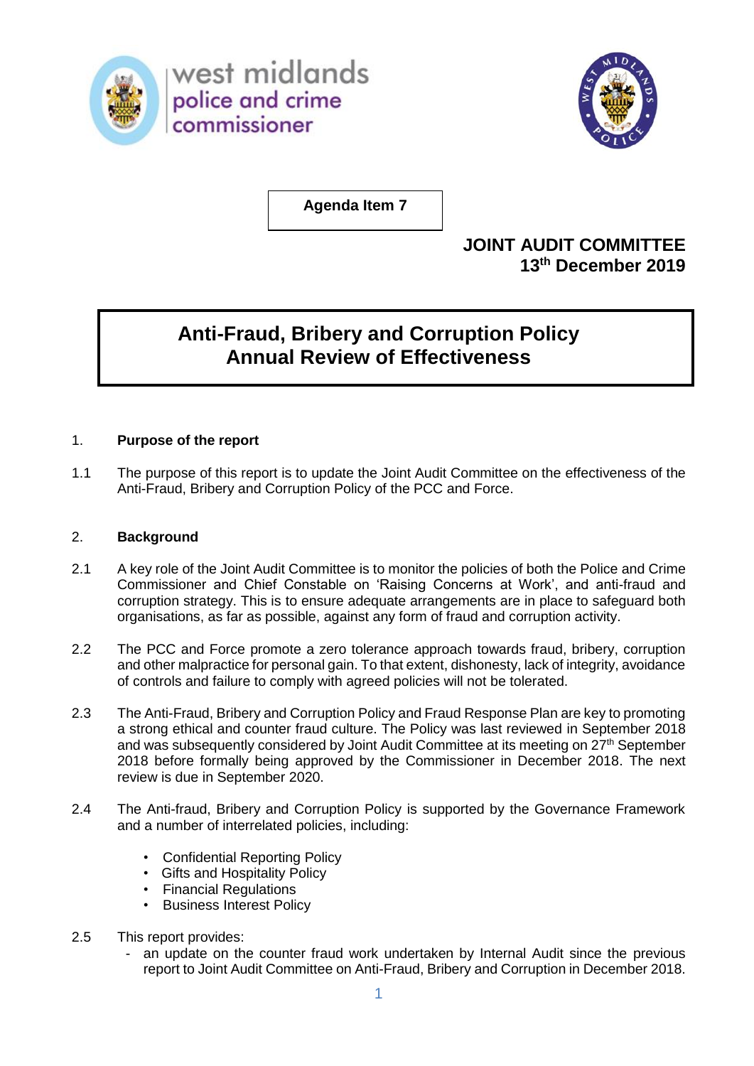west midlands police and crime commissioner

**Agenda Item 7**

**JOINT AUDIT COMMITTEE**
**13th December 2019**

# Anti-Fraud, Bribery and Corruption Policy Annual Review of Effectiveness

## 1. Purpose of the report

1.1 The purpose of this report is to update the Joint Audit Committee on the effectiveness of the Anti-Fraud, Bribery and Corruption Policy of the PCC and Force.

## 2. Background

2.1 A key role of the Joint Audit Committee is to monitor the policies of both the Police and Crime Commissioner and Chief Constable on 'Raising Concerns at Work', and anti-fraud and corruption strategy. This is to ensure adequate arrangements are in place to safeguard both organisations, as far as possible, against any form of fraud and corruption activity.

2.2 The PCC and Force promote a zero tolerance approach towards fraud, bribery, corruption and other malpractice for personal gain. To that extent, dishonesty, lack of integrity, avoidance of controls and failure to comply with agreed policies will not be tolerated.

2.3 The Anti-Fraud, Bribery and Corruption Policy and Fraud Response Plan are key to promoting a strong ethical and counter fraud culture. The Policy was last reviewed in September 2018 and was subsequently considered by Joint Audit Committee at its meeting on 27th September 2018 before formally being approved by the Commissioner in December 2018. The next review is due in September 2020.

2.4 The Anti-fraud, Bribery and Corruption Policy is supported by the Governance Framework and a number of interrelated policies, including:

- Confidential Reporting Policy
- Gifts and Hospitality Policy
- Financial Regulations
- Business Interest Policy

2.5 This report provides:

- an update on the counter fraud work undertaken by Internal Audit since the previous report to Joint Audit Committee on Anti-Fraud, Bribery and Corruption in December 2018.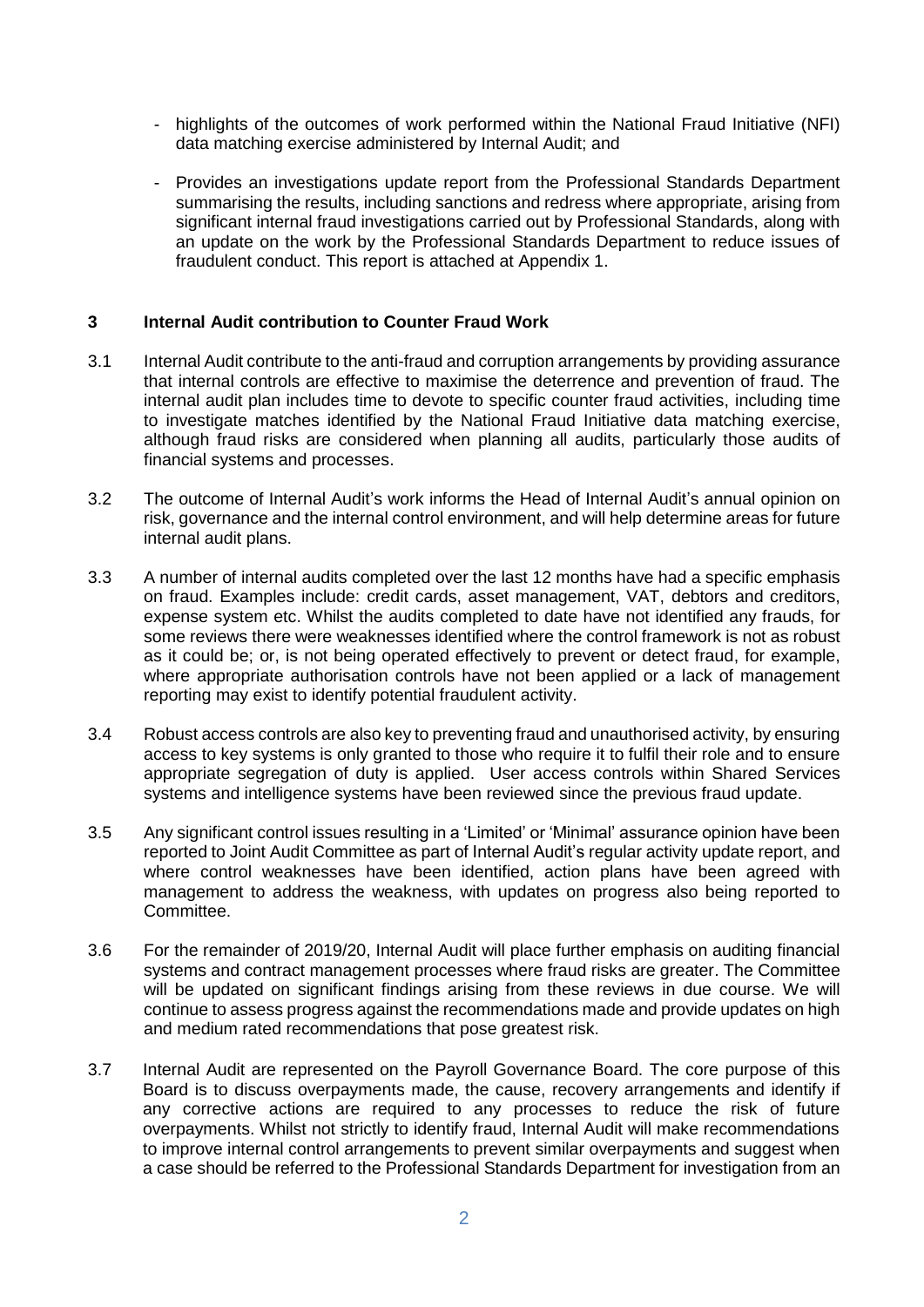- highlights of the outcomes of work performed within the National Fraud Initiative (NFI) data matching exercise administered by Internal Audit; and

- Provides an investigations update report from the Professional Standards Department summarising the results, including sanctions and redress where appropriate, arising from significant internal fraud investigations carried out by Professional Standards, along with an update on the work by the Professional Standards Department to reduce issues of fraudulent conduct. This report is attached at Appendix 1.

## 3 Internal Audit contribution to Counter Fraud Work

3.1 Internal Audit contribute to the anti-fraud and corruption arrangements by providing assurance that internal controls are effective to maximise the deterrence and prevention of fraud. The internal audit plan includes time to devote to specific counter fraud activities, including time to investigate matches identified by the National Fraud Initiative data matching exercise, although fraud risks are considered when planning all audits, particularly those audits of financial systems and processes.

3.2 The outcome of Internal Audit's work informs the Head of Internal Audit's annual opinion on risk, governance and the internal control environment, and will help determine areas for future internal audit plans.

3.3 A number of internal audits completed over the last 12 months have had a specific emphasis on fraud. Examples include: credit cards, asset management, VAT, debtors and creditors, expense system etc. Whilst the audits completed to date have not identified any frauds, for some reviews there were weaknesses identified where the control framework is not as robust as it could be; or, is not being operated effectively to prevent or detect fraud, for example, where appropriate authorisation controls have not been applied or a lack of management reporting may exist to identify potential fraudulent activity.

3.4 Robust access controls are also key to preventing fraud and unauthorised activity, by ensuring access to key systems is only granted to those who require it to fulfil their role and to ensure appropriate segregation of duty is applied. User access controls within Shared Services systems and intelligence systems have been reviewed since the previous fraud update.

3.5 Any significant control issues resulting in a 'Limited' or 'Minimal' assurance opinion have been reported to Joint Audit Committee as part of Internal Audit's regular activity update report, and where control weaknesses have been identified, action plans have been agreed with management to address the weakness, with updates on progress also being reported to Committee.

3.6 For the remainder of 2019/20, Internal Audit will place further emphasis on auditing financial systems and contract management processes where fraud risks are greater. The Committee will be updated on significant findings arising from these reviews in due course. We will continue to assess progress against the recommendations made and provide updates on high and medium rated recommendations that pose greatest risk.

3.7 Internal Audit are represented on the Payroll Governance Board. The core purpose of this Board is to discuss overpayments made, the cause, recovery arrangements and identify if any corrective actions are required to any processes to reduce the risk of future overpayments. Whilst not strictly to identify fraud, Internal Audit will make recommendations to improve internal control arrangements to prevent similar overpayments and suggest when a case should be referred to the Professional Standards Department for investigation from an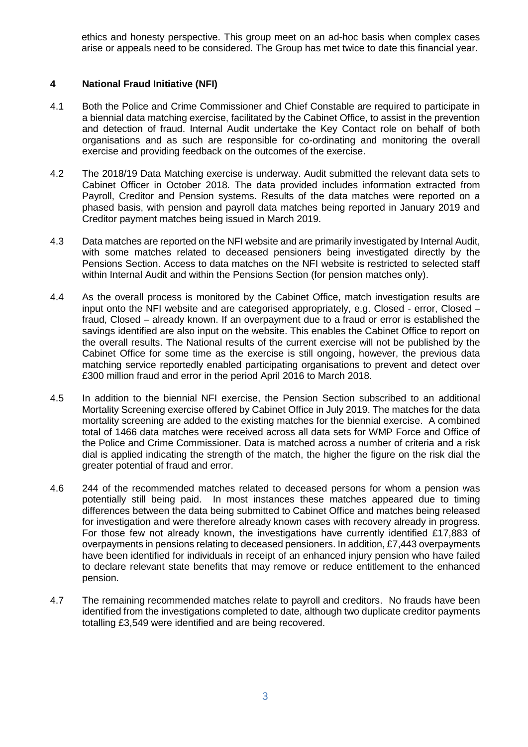ethics and honesty perspective. This group meet on an ad-hoc basis when complex cases arise or appeals need to be considered. The Group has met twice to date this financial year.

## 4 National Fraud Initiative (NFI)

4.1 Both the Police and Crime Commissioner and Chief Constable are required to participate in a biennial data matching exercise, facilitated by the Cabinet Office, to assist in the prevention and detection of fraud. Internal Audit undertake the Key Contact role on behalf of both organisations and as such are responsible for co-ordinating and monitoring the overall exercise and providing feedback on the outcomes of the exercise.

4.2 The 2018/19 Data Matching exercise is underway. Audit submitted the relevant data sets to Cabinet Officer in October 2018. The data provided includes information extracted from Payroll, Creditor and Pension systems. Results of the data matches were reported on a phased basis, with pension and payroll data matches being reported in January 2019 and Creditor payment matches being issued in March 2019.

4.3 Data matches are reported on the NFI website and are primarily investigated by Internal Audit, with some matches related to deceased pensioners being investigated directly by the Pensions Section. Access to data matches on the NFI website is restricted to selected staff within Internal Audit and within the Pensions Section (for pension matches only).

4.4 As the overall process is monitored by the Cabinet Office, match investigation results are input onto the NFI website and are categorised appropriately, e.g. Closed - error, Closed – fraud, Closed – already known. If an overpayment due to a fraud or error is established the savings identified are also input on the website. This enables the Cabinet Office to report on the overall results. The National results of the current exercise will not be published by the Cabinet Office for some time as the exercise is still ongoing, however, the previous data matching service reportedly enabled participating organisations to prevent and detect over £300 million fraud and error in the period April 2016 to March 2018.

4.5 In addition to the biennial NFI exercise, the Pension Section subscribed to an additional Mortality Screening exercise offered by Cabinet Office in July 2019. The matches for the data mortality screening are added to the existing matches for the biennial exercise. A combined total of 1466 data matches were received across all data sets for WMP Force and Office of the Police and Crime Commissioner. Data is matched across a number of criteria and a risk dial is applied indicating the strength of the match, the higher the figure on the risk dial the greater potential of fraud and error.

4.6 244 of the recommended matches related to deceased persons for whom a pension was potentially still being paid. In most instances these matches appeared due to timing differences between the data being submitted to Cabinet Office and matches being released for investigation and were therefore already known cases with recovery already in progress. For those few not already known, the investigations have currently identified £17,883 of overpayments in pensions relating to deceased pensioners. In addition, £7,443 overpayments have been identified for individuals in receipt of an enhanced injury pension who have failed to declare relevant state benefits that may remove or reduce entitlement to the enhanced pension.

4.7 The remaining recommended matches relate to payroll and creditors. No frauds have been identified from the investigations completed to date, although two duplicate creditor payments totalling £3,549 were identified and are being recovered.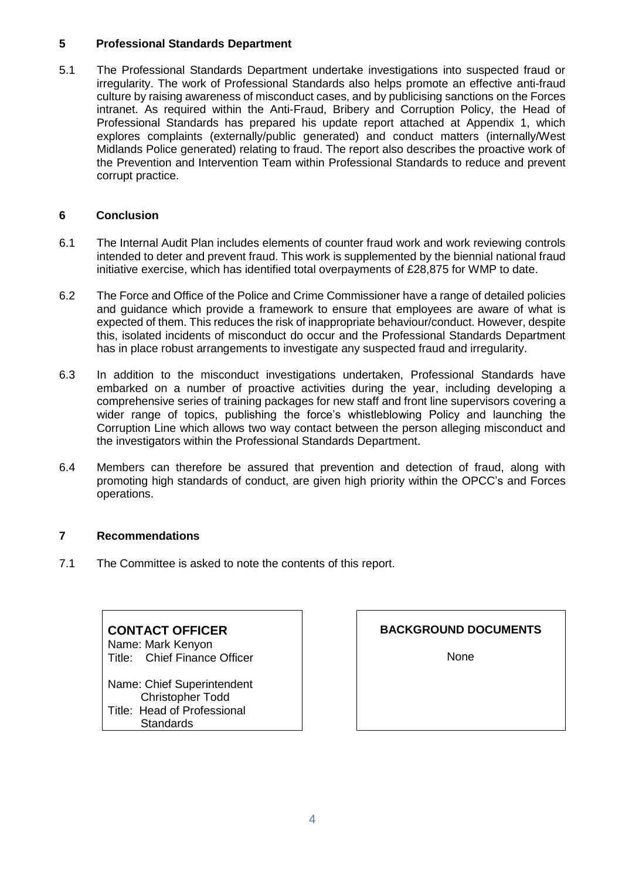## 5 Professional Standards Department

5.1 The Professional Standards Department undertake investigations into suspected fraud or irregularity. The work of Professional Standards also helps promote an effective anti-fraud culture by raising awareness of misconduct cases, and by publicising sanctions on the Forces intranet. As required within the Anti-Fraud, Bribery and Corruption Policy, the Head of Professional Standards has prepared his update report attached at Appendix 1, which explores complaints (externally/public generated) and conduct matters (internally/West Midlands Police generated) relating to fraud. The report also describes the proactive work of the Prevention and Intervention Team within Professional Standards to reduce and prevent corrupt practice.

## 6 Conclusion

6.1 The Internal Audit Plan includes elements of counter fraud work and work reviewing controls intended to deter and prevent fraud. This work is supplemented by the biennial national fraud initiative exercise, which has identified total overpayments of £28,875 for WMP to date.

6.2 The Force and Office of the Police and Crime Commissioner have a range of detailed policies and guidance which provide a framework to ensure that employees are aware of what is expected of them. This reduces the risk of inappropriate behaviour/conduct. However, despite this, isolated incidents of misconduct do occur and the Professional Standards Department has in place robust arrangements to investigate any suspected fraud and irregularity.

6.3 In addition to the misconduct investigations undertaken, Professional Standards have embarked on a number of proactive activities during the year, including developing a comprehensive series of training packages for new staff and front line supervisors covering a wider range of topics, publishing the force's whistleblowing Policy and launching the Corruption Line which allows two way contact between the person alleging misconduct and the investigators within the Professional Standards Department.

6.4 Members can therefore be assured that prevention and detection of fraud, along with promoting high standards of conduct, are given high priority within the OPCC's and Forces operations.

## 7 Recommendations

7.1 The Committee is asked to note the contents of this report.

| **CONTACT OFFICER** | **BACKGROUND DOCUMENTS** |
|---|---|
| Name: Mark Kenyon<br>Title: Chief Finance Officer<br><br>Name: Chief Superintendent Christopher Todd<br>Title: Head of Professional Standards | None |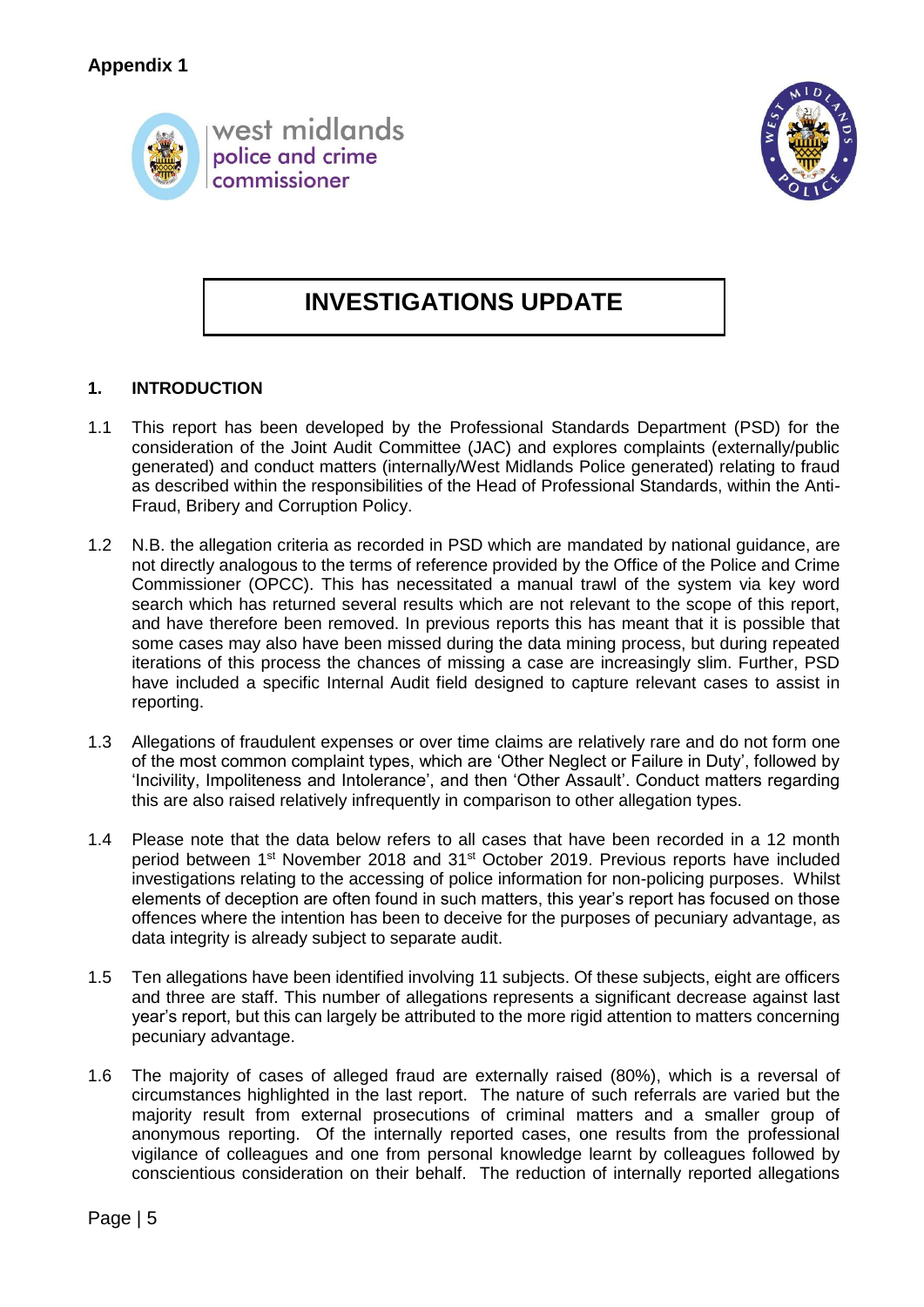**Appendix 1**

west midlands
police and crime
commissioner

# INVESTIGATIONS UPDATE

## 1. INTRODUCTION

1.1 This report has been developed by the Professional Standards Department (PSD) for the consideration of the Joint Audit Committee (JAC) and explores complaints (externally/public generated) and conduct matters (internally/West Midlands Police generated) relating to fraud as described within the responsibilities of the Head of Professional Standards, within the Anti-Fraud, Bribery and Corruption Policy.

1.2 N.B. the allegation criteria as recorded in PSD which are mandated by national guidance, are not directly analogous to the terms of reference provided by the Office of the Police and Crime Commissioner (OPCC). This has necessitated a manual trawl of the system via key word search which has returned several results which are not relevant to the scope of this report, and have therefore been removed. In previous reports this has meant that it is possible that some cases may also have been missed during the data mining process, but during repeated iterations of this process the chances of missing a case are increasingly slim. Further, PSD have included a specific Internal Audit field designed to capture relevant cases to assist in reporting.

1.3 Allegations of fraudulent expenses or over time claims are relatively rare and do not form one of the most common complaint types, which are 'Other Neglect or Failure in Duty', followed by 'Incivility, Impoliteness and Intolerance', and then 'Other Assault'. Conduct matters regarding this are also raised relatively infrequently in comparison to other allegation types.

1.4 Please note that the data below refers to all cases that have been recorded in a 12 month period between 1st November 2018 and 31st October 2019. Previous reports have included investigations relating to the accessing of police information for non-policing purposes. Whilst elements of deception are often found in such matters, this year's report has focused on those offences where the intention has been to deceive for the purposes of pecuniary advantage, as data integrity is already subject to separate audit.

1.5 Ten allegations have been identified involving 11 subjects. Of these subjects, eight are officers and three are staff. This number of allegations represents a significant decrease against last year's report, but this can largely be attributed to the more rigid attention to matters concerning pecuniary advantage.

1.6 The majority of cases of alleged fraud are externally raised (80%), which is a reversal of circumstances highlighted in the last report. The nature of such referrals are varied but the majority result from external prosecutions of criminal matters and a smaller group of anonymous reporting. Of the internally reported cases, one results from the professional vigilance of colleagues and one from personal knowledge learnt by colleagues followed by conscientious consideration on their behalf. The reduction of internally reported allegations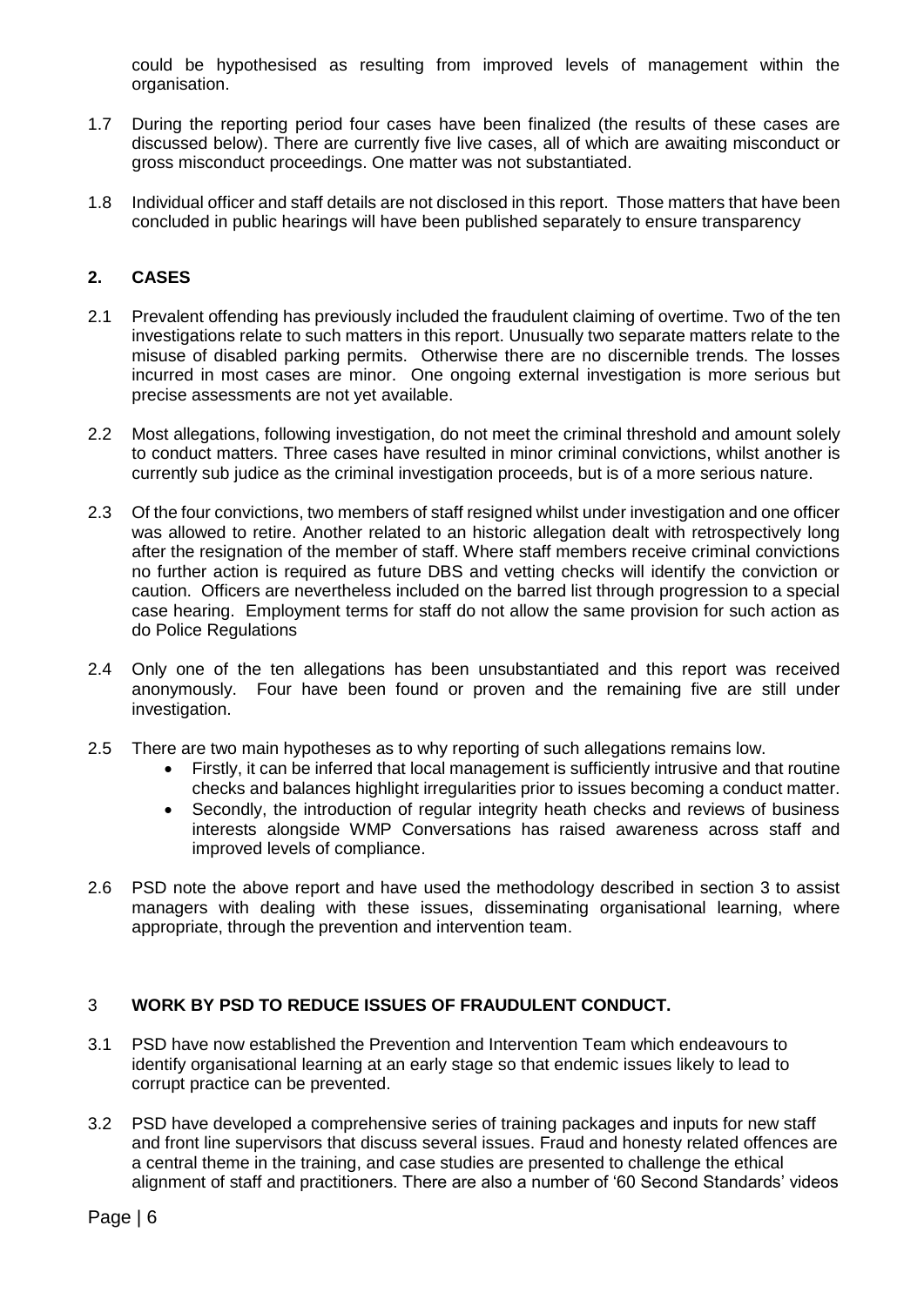could be hypothesised as resulting from improved levels of management within the organisation.

1.7 During the reporting period four cases have been finalized (the results of these cases are discussed below). There are currently five live cases, all of which are awaiting misconduct or gross misconduct proceedings. One matter was not substantiated.

1.8 Individual officer and staff details are not disclosed in this report. Those matters that have been concluded in public hearings will have been published separately to ensure transparency

## 2. CASES

2.1 Prevalent offending has previously included the fraudulent claiming of overtime. Two of the ten investigations relate to such matters in this report. Unusually two separate matters relate to the misuse of disabled parking permits. Otherwise there are no discernible trends. The losses incurred in most cases are minor. One ongoing external investigation is more serious but precise assessments are not yet available.

2.2 Most allegations, following investigation, do not meet the criminal threshold and amount solely to conduct matters. Three cases have resulted in minor criminal convictions, whilst another is currently sub judice as the criminal investigation proceeds, but is of a more serious nature.

2.3 Of the four convictions, two members of staff resigned whilst under investigation and one officer was allowed to retire. Another related to an historic allegation dealt with retrospectively long after the resignation of the member of staff. Where staff members receive criminal convictions no further action is required as future DBS and vetting checks will identify the conviction or caution. Officers are nevertheless included on the barred list through progression to a special case hearing. Employment terms for staff do not allow the same provision for such action as do Police Regulations

2.4 Only one of the ten allegations has been unsubstantiated and this report was received anonymously. Four have been found or proven and the remaining five are still under investigation.

2.5 There are two main hypotheses as to why reporting of such allegations remains low.
- Firstly, it can be inferred that local management is sufficiently intrusive and that routine checks and balances highlight irregularities prior to issues becoming a conduct matter.
- Secondly, the introduction of regular integrity heath checks and reviews of business interests alongside WMP Conversations has raised awareness across staff and improved levels of compliance.

2.6 PSD note the above report and have used the methodology described in section 3 to assist managers with dealing with these issues, disseminating organisational learning, where appropriate, through the prevention and intervention team.

## 3 WORK BY PSD TO REDUCE ISSUES OF FRAUDULENT CONDUCT.

3.1 PSD have now established the Prevention and Intervention Team which endeavours to identify organisational learning at an early stage so that endemic issues likely to lead to corrupt practice can be prevented.

3.2 PSD have developed a comprehensive series of training packages and inputs for new staff and front line supervisors that discuss several issues. Fraud and honesty related offences are a central theme in the training, and case studies are presented to challenge the ethical alignment of staff and practitioners. There are also a number of '60 Second Standards' videos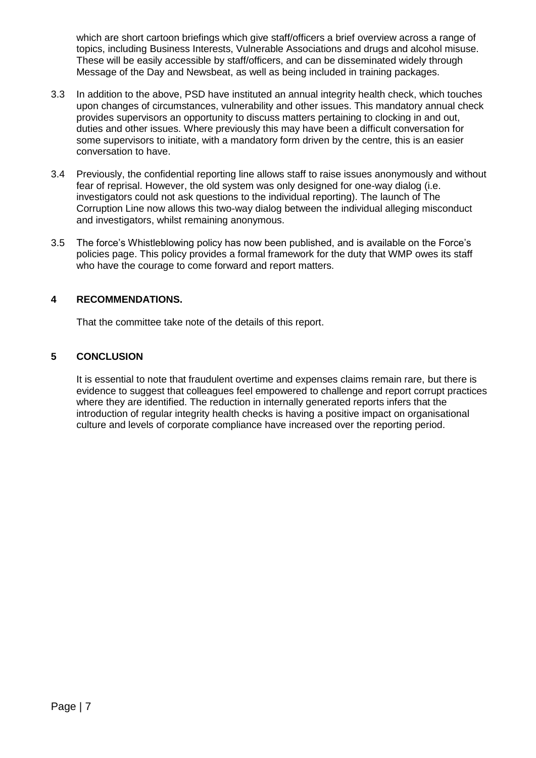which are short cartoon briefings which give staff/officers a brief overview across a range of topics, including Business Interests, Vulnerable Associations and drugs and alcohol misuse. These will be easily accessible by staff/officers, and can be disseminated widely through Message of the Day and Newsbeat, as well as being included in training packages.

3.3 In addition to the above, PSD have instituted an annual integrity health check, which touches upon changes of circumstances, vulnerability and other issues. This mandatory annual check provides supervisors an opportunity to discuss matters pertaining to clocking in and out, duties and other issues. Where previously this may have been a difficult conversation for some supervisors to initiate, with a mandatory form driven by the centre, this is an easier conversation to have.

3.4 Previously, the confidential reporting line allows staff to raise issues anonymously and without fear of reprisal. However, the old system was only designed for one-way dialog (i.e. investigators could not ask questions to the individual reporting). The launch of The Corruption Line now allows this two-way dialog between the individual alleging misconduct and investigators, whilst remaining anonymous.

3.5 The force's Whistleblowing policy has now been published, and is available on the Force's policies page. This policy provides a formal framework for the duty that WMP owes its staff who have the courage to come forward and report matters.

## 4 RECOMMENDATIONS.

That the committee take note of the details of this report.

## 5 CONCLUSION

It is essential to note that fraudulent overtime and expenses claims remain rare, but there is evidence to suggest that colleagues feel empowered to challenge and report corrupt practices where they are identified. The reduction in internally generated reports infers that the introduction of regular integrity health checks is having a positive impact on organisational culture and levels of corporate compliance have increased over the reporting period.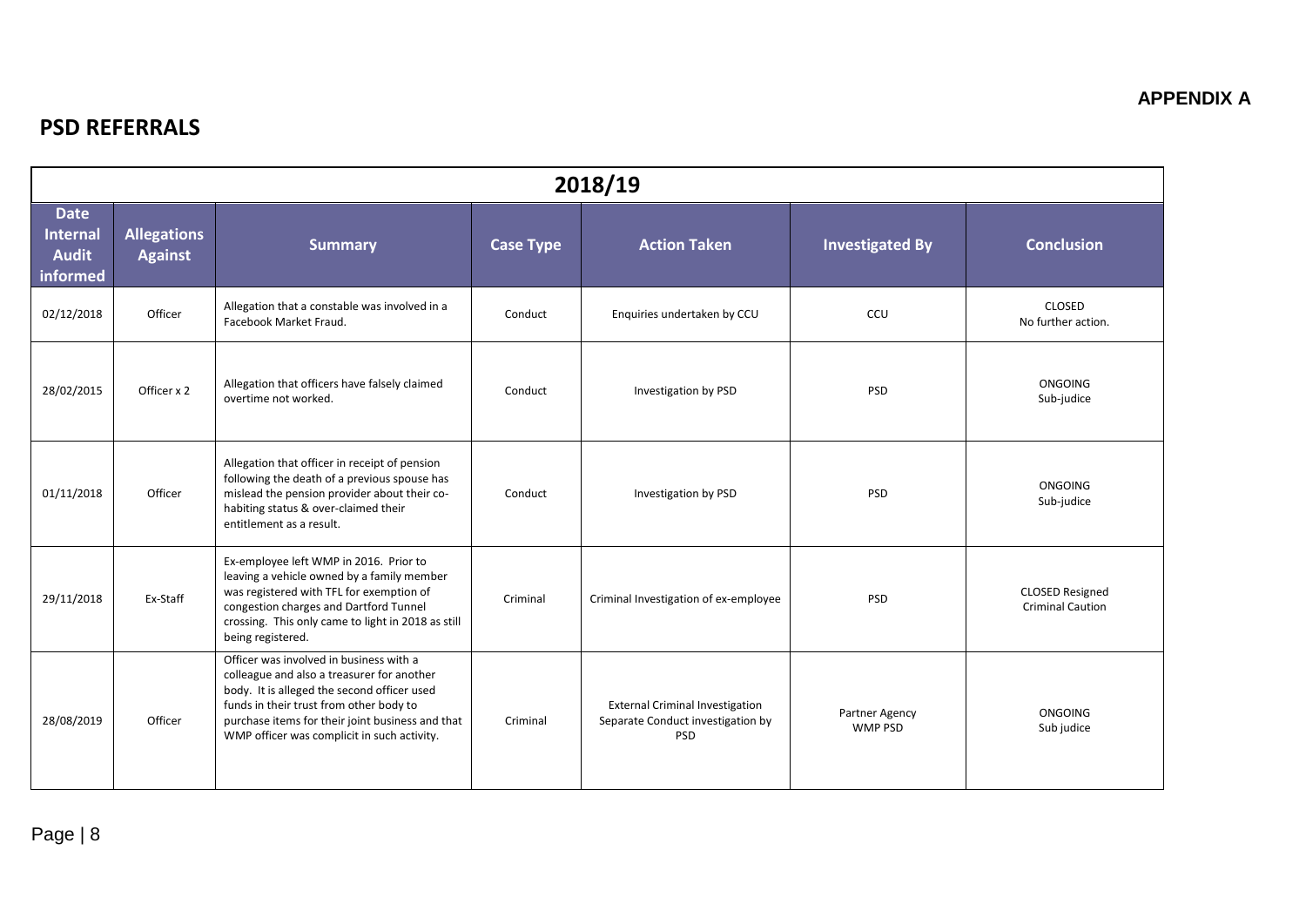**APPENDIX A**

## PSD REFERRALS

| 2018/19 | | | | | | |
|---|---|---|---|---|---|---|
| **Date Internal Audit informed** | **Allegations Against** | **Summary** | **Case Type** | **Action Taken** | **Investigated By** | **Conclusion** |
| 02/12/2018 | Officer | Allegation that a constable was involved in a Facebook Market Fraud. | Conduct | Enquiries undertaken by CCU | CCU | CLOSED No further action. |
| 28/02/2015 | Officer x 2 | Allegation that officers have falsely claimed overtime not worked. | Conduct | Investigation by PSD | PSD | ONGOING Sub-judice |
| 01/11/2018 | Officer | Allegation that officer in receipt of pension following the death of a previous spouse has mislead the pension provider about their co-habiting status & over-claimed their entitlement as a result. | Conduct | Investigation by PSD | PSD | ONGOING Sub-judice |
| 29/11/2018 | Ex-Staff | Ex-employee left WMP in 2016. Prior to leaving a vehicle owned by a family member was registered with TFL for exemption of congestion charges and Dartford Tunnel crossing. This only came to light in 2018 as still being registered. | Criminal | Criminal Investigation of ex-employee | PSD | CLOSED Resigned Criminal Caution |
| 28/08/2019 | Officer | Officer was involved in business with a colleague and also a treasurer for another body. It is alleged the second officer used funds in their trust from other body to purchase items for their joint business and that WMP officer was complicit in such activity. | Criminal | External Criminal Investigation Separate Conduct investigation by PSD | Partner Agency WMP PSD | ONGOING Sub judice |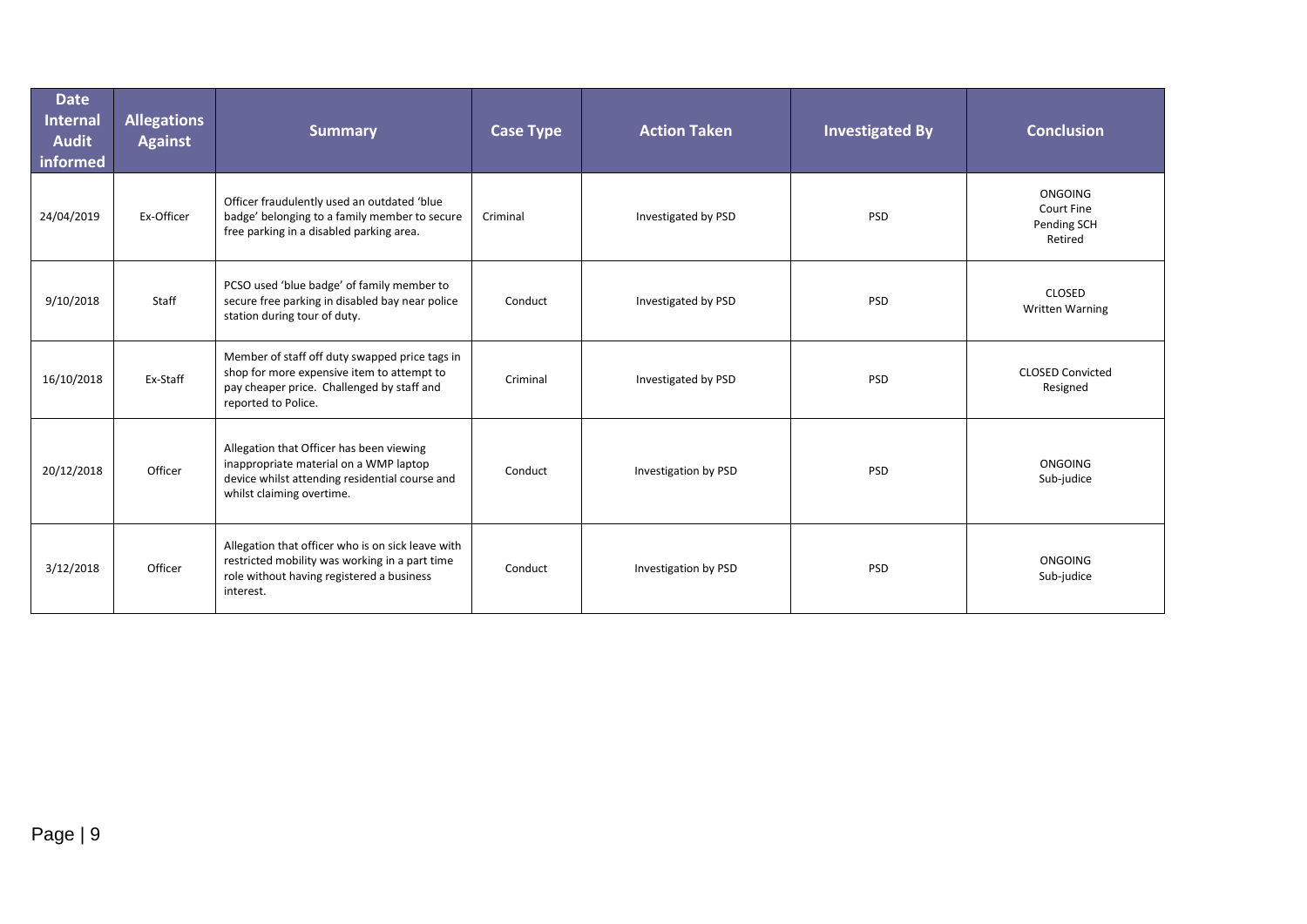| Date Internal Audit informed | Allegations Against | Summary | Case Type | Action Taken | Investigated By | Conclusion |
|---|---|---|---|---|---|---|
| 24/04/2019 | Ex-Officer | Officer fraudulently used an outdated 'blue badge' belonging to a family member to secure free parking in a disabled parking area. | Criminal | Investigated by PSD | PSD | ONGOING Court Fine Pending SCH Retired |
| 9/10/2018 | Staff | PCSO used 'blue badge' of family member to secure free parking in disabled bay near police station during tour of duty. | Conduct | Investigated by PSD | PSD | CLOSED Written Warning |
| 16/10/2018 | Ex-Staff | Member of staff off duty swapped price tags in shop for more expensive item to attempt to pay cheaper price. Challenged by staff and reported to Police. | Criminal | Investigated by PSD | PSD | CLOSED Convicted Resigned |
| 20/12/2018 | Officer | Allegation that Officer has been viewing inappropriate material on a WMP laptop device whilst attending residential course and whilst claiming overtime. | Conduct | Investigation by PSD | PSD | ONGOING Sub-judice |
| 3/12/2018 | Officer | Allegation that officer who is on sick leave with restricted mobility was working in a part time role without having registered a business interest. | Conduct | Investigation by PSD | PSD | ONGOING Sub-judice |